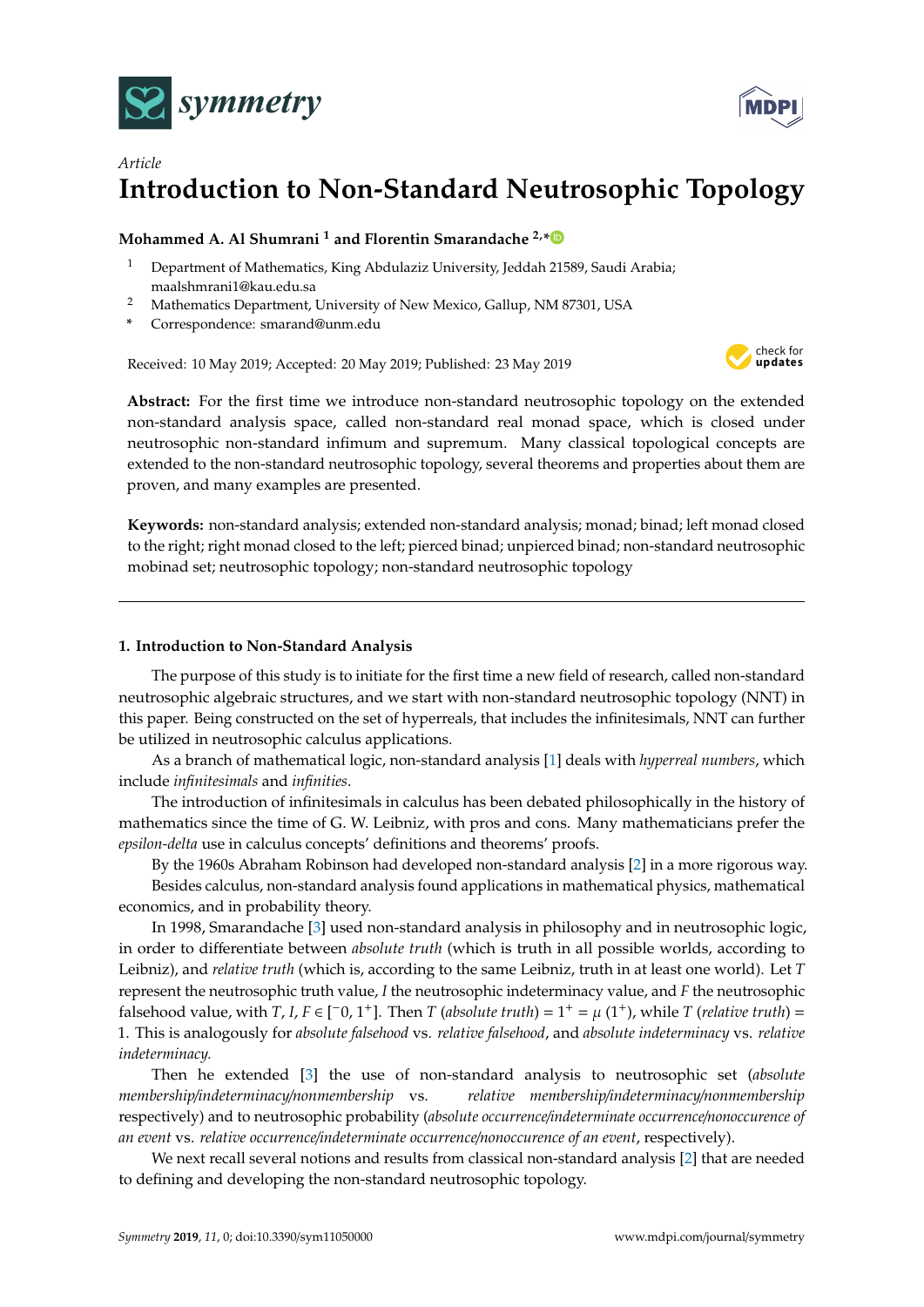*Article*

# Introduction to Non-Standard Neutrosophic Topology

**Mohammed A. Al Shumrani [1] and Florentin Smarandache [2,*]**

[1] Department of Mathematics, King Abdulaziz University, Jeddah 21589, Saudi Arabia; maalshmrani1@kau.edu.sa

[2] Mathematics Department, University of New Mexico, Gallup, NM 87301, USA

[*] Correspondence: smarand@unm.edu

Received: 10 May 2019; Accepted: 20 May 2019; Published: 23 May 2019

**Abstract:** For the first time we introduce non-standard neutrosophic topology on the extended non-standard analysis space, called non-standard real monad space, which is closed under neutrosophic non-standard infimum and supremum. Many classical topological concepts are extended to the non-standard neutrosophic topology, several theorems and properties about them are proven, and many examples are presented.

**Keywords:** non-standard analysis; extended non-standard analysis; monad; binad; left monad closed to the right; right monad closed to the left; pierced binad; unpierced binad; non-standard neutrosophic mobinad set; neutrosophic topology; non-standard neutrosophic topology

---

## 1. Introduction to Non-Standard Analysis

The purpose of this study is to initiate for the first time a new field of research, called non-standard neutrosophic algebraic structures, and we start with non-standard neutrosophic topology (NNT) in this paper. Being constructed on the set of hyperreals, that includes the infinitesimals, NNT can further be utilized in neutrosophic calculus applications.

As a branch of mathematical logic, non-standard analysis [1] deals with *hyperreal numbers*, which include *infinitesimals* and *infinities*.

The introduction of infinitesimals in calculus has been debated philosophically in the history of mathematics since the time of G. W. Leibniz, with pros and cons. Many mathematicians prefer the *epsilon-delta* use in calculus concepts' definitions and theorems' proofs.

By the 1960s Abraham Robinson had developed non-standard analysis [2] in a more rigorous way.

Besides calculus, non-standard analysis found applications in mathematical physics, mathematical economics, and in probability theory.

In 1998, Smarandache [3] used non-standard analysis in philosophy and in neutrosophic logic, in order to differentiate between *absolute truth* (which is truth in all possible worlds, according to Leibniz), and *relative truth* (which is, according to the same Leibniz, truth in at least one world). Let $T$ represent the neutrosophic truth value, $I$ the neutrosophic indeterminacy value, and $F$ the neutrosophic falsehood value, with $T, I, F \in [^{-}0, 1^{+}]$. Then $T$ (*absolute truth*) $= 1^{+} = \mu\ (1^{+})$, while $T$ (*relative truth*) $= 1$. This is analogously for *absolute falsehood* vs. *relative falsehood*, and *absolute indeterminacy* vs. *relative indeterminacy*.

Then he extended [3] the use of non-standard analysis to neutrosophic set (*absolute membership/indeterminacy/nonmembership* vs. *relative membership/indeterminacy/nonmembership* respectively) and to neutrosophic probability (*absolute occurrence/indeterminate occurrence/nonoccurence of an event* vs. *relative occurrence/indeterminate occurrence/nonoccurence of an event*, respectively).

We next recall several notions and results from classical non-standard analysis [2] that are needed to defining and developing the non-standard neutrosophic topology.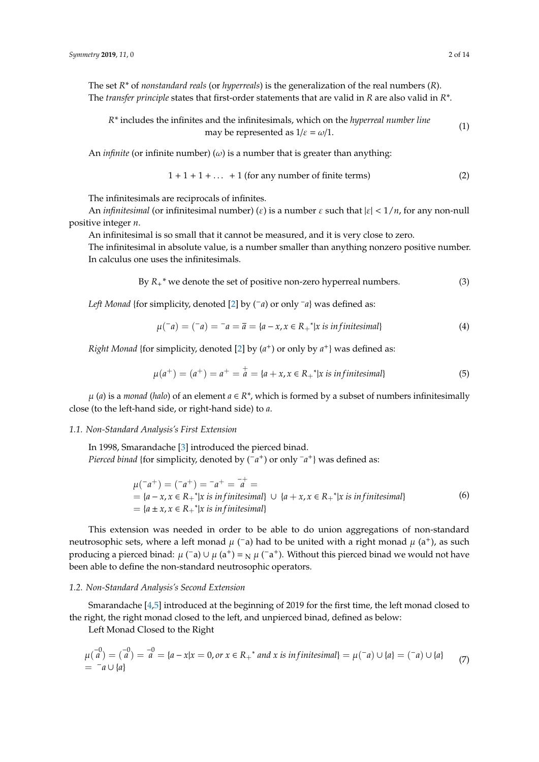The set $R^*$ of *nonstandard reals* (or *hyperreals*) is the generalization of the real numbers ($R$). The *transfer principle* states that first-order statements that are valid in $R$ are also valid in $R^*$.

$$R^* \text{ includes the infinites and the infinitesimals, which on the } \textit{hyperreal number line} \text{ may be represented as } 1/\varepsilon = \omega/1. \tag{1}$$

An *infinite* (or infinite number) ($\omega$) is a number that is greater than anything:

$$1 + 1 + 1 + \ldots\ + 1 \text{ (for any number of finite terms)} \tag{2}$$

The infinitesimals are reciprocals of infinites.

An *infinitesimal* (or infinitesimal number) ($\varepsilon$) is a number $\varepsilon$ such that $|\varepsilon| < 1/n$, for any non-null positive integer $n$.

An infinitesimal is so small that it cannot be measured, and it is very close to zero.

The infinitesimal in absolute value, is a number smaller than anything nonzero positive number. In calculus one uses the infinitesimals.

$$\text{By } R_+{}^* \text{ we denote the set of positive non-zero hyperreal numbers.} \tag{3}$$

*Left Monad* {for simplicity, denoted [2] by $(^-a)$ or only $^-a$} was defined as:

$$\mu(^-a) = (^-a) = {}^-a = \overline{a} = \{a - x, x \in R_+{}^* | x \text{ is infinitesimal}\} \tag{4}$$

*Right Monad* {for simplicity, denoted [2] by $(a^+)$ or only by $a^+$} was defined as:

$$\mu(a^+) = (a^+) = a^+ = \overset{+}{a} = \{a + x, x \in R_+{}^* | x \text{ is infinitesimal}\} \tag{5}$$

$\mu$ ($a$) is a *monad* (*halo*) of an element $a \in R^*$, which is formed by a subset of numbers infinitesimally close (to the left-hand side, or right-hand side) to $a$.

### 1.1. Non-Standard Analysis's First Extension

In 1998, Smarandache [3] introduced the pierced binad.

*Pierced binad* {for simplicity, denoted by $(^-a^+)$ or only $^-a^+$} was defined as:

$$\begin{aligned}
&\mu(^-a^+) = (^-a^+) = {}^-a^+ = \overset{-+}{a} = \\
&= \{a - x, x \in R_+{}^* | x \text{ is infinitesimal}\} \cup \{a + x, x \in R_+{}^* | x \text{ is infinitesimal}\} \\
&= \{a \pm x, x \in R_+{}^* | x \text{ is infinitesimal}\}
\end{aligned} \tag{6}$$

This extension was needed in order to be able to do union aggregations of non-standard neutrosophic sets, where a left monad $\mu$ ($^-$a) had to be united with a right monad $\mu$ ($a^+$), as such producing a pierced binad: $\mu$ ($^-$a) $\cup$ $\mu$ ($a^+$) $=_N$ $\mu$ ($^-a^+$). Without this pierced binad we would not have been able to define the non-standard neutrosophic operators.

### 1.2. Non-Standard Analysis's Second Extension

Smarandache [4,5] introduced at the beginning of 2019 for the first time, the left monad closed to the right, the right monad closed to the left, and unpierced binad, defined as below:

Left Monad Closed to the Right

$$\begin{aligned}
&\mu(\overset{-0}{a}) = (\overset{-0}{a}) = \overset{-0}{a} = \{a - x | x = 0, \text{or } x \in R_+{}^* \text{ and } x \text{ is infinitesimal}\} = \mu(^-a) \cup \{a\} = (^-a) \cup \{a\} \\
&= {}^-a \cup \{a\}
\end{aligned} \tag{7}$$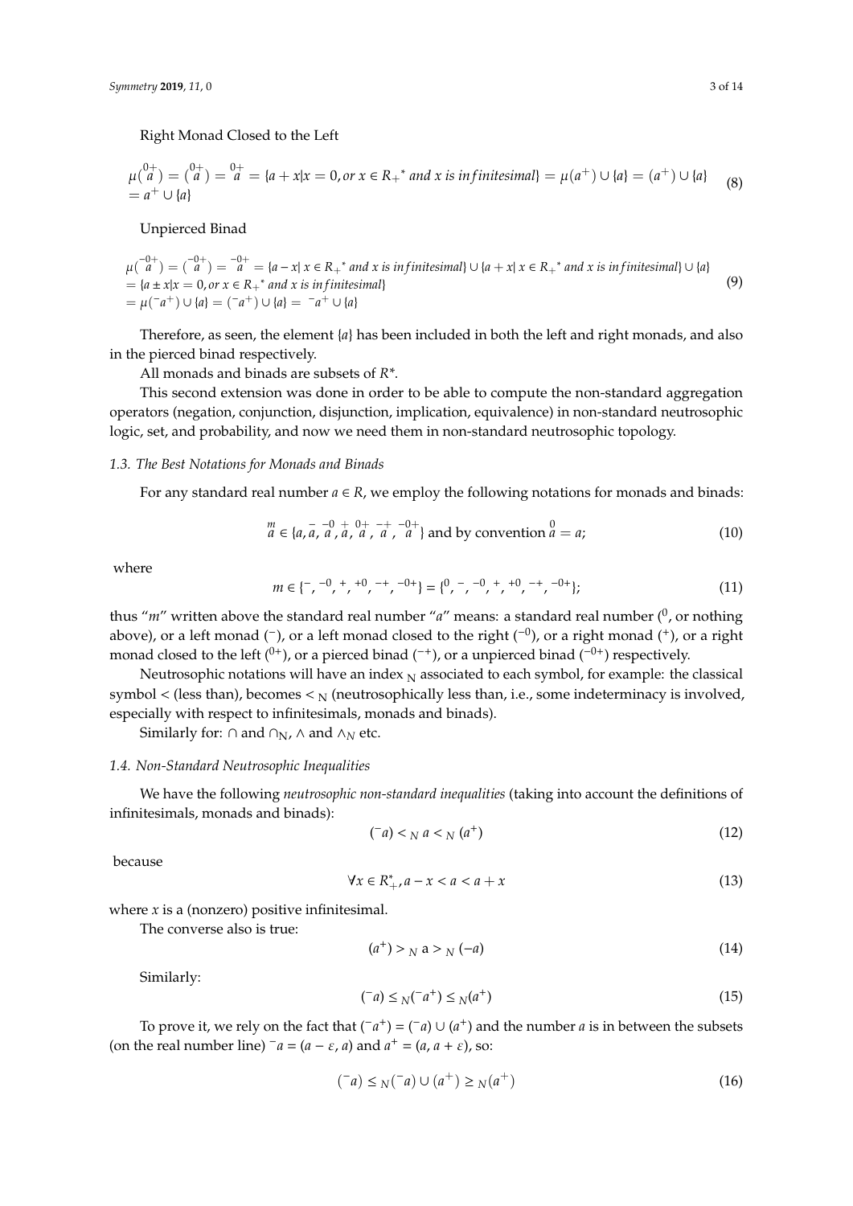Right Monad Closed to the Left

$$\mu(\overset{0+}{a}) = (\overset{0+}{a}) = \overset{0+}{a} = \{a + x | x = 0, or\ x \in R_+{}^* \text{ and } x \text{ is infinitesimal}\} = \mu(a^+) \cup \{a\} = (a^+) \cup \{a\} \\ = a^+ \cup \{a\} \tag{8}$$

Unpierced Binad

$$\mu(\overset{-0+}{a}) = (\overset{-0+}{a}) = \overset{-0+}{a} = \{a - x | x \in R_+{}^* \text{ and } x \text{ is infinitesimal}\} \cup \{a + x | x \in R_+{}^* \text{ and } x \text{ is infinitesimal}\} \cup \{a\} \\ = \{a \pm x | x = 0, or\ x \in R_+{}^* \text{ and } x \text{ is infinitesimal}\} \\ = \mu({}^-a^+) \cup \{a\} = ({}^-a^+) \cup \{a\} = {}^-a^+ \cup \{a\} \tag{9}$$

Therefore, as seen, the element $\{a\}$ has been included in both the left and right monads, and also in the pierced binad respectively.

All monads and binads are subsets of $R^*$.

This second extension was done in order to be able to compute the non-standard aggregation operators (negation, conjunction, disjunction, implication, equivalence) in non-standard neutrosophic logic, set, and probability, and now we need them in non-standard neutrosophic topology.

### *1.3. The Best Notations for Monads and Binads*

For any standard real number $a \in R$, we employ the following notations for monads and binads:

$$\overset{m}{a} \in \{a, \overset{-}{a}, \overset{-0}{a}, \overset{+}{a}, \overset{0+}{a}, \overset{-+}{a}, \overset{-0+}{a}\} \text{ and by convention } \overset{0}{a} = a; \tag{10}$$

where

$$m \in \{{}^-, {}^{-0}, {}^+, {}^{+0}, {}^{-+}, {}^{-0+}\} = \{{}^0, {}^-, {}^{-0}, {}^+, {}^{+0}, {}^{-+}, {}^{-0+}\}; \tag{11}$$

thus "$m$" written above the standard real number "$a$" means: a standard real number (${}^0$, or nothing above), or a left monad (${}^-$), or a left monad closed to the right (${}^{-0}$), or a right monad (${}^+$), or a right monad closed to the left (${}^{0+}$), or a pierced binad (${}^{-+}$), or a unpierced binad (${}^{-0+}$) respectively.

Neutrosophic notations will have an index $_N$ associated to each symbol, for example: the classical symbol $<$ (less than), becomes $<_N$ (neutrosophically less than, i.e., some indeterminacy is involved, especially with respect to infinitesimals, monads and binads).

Similarly for: $\cap$ and $\cap_N$, $\wedge$ and $\wedge_N$ etc.

### *1.4. Non-Standard Neutrosophic Inequalities*

We have the following *neutrosophic non-standard inequalities* (taking into account the definitions of infinitesimals, monads and binads):

$$({}^-a) <_N a <_N (a^+) \tag{12}$$

because

$$\forall x \in R_+^*, a - x < a < a + x \tag{13}$$

where $x$ is a (nonzero) positive infinitesimal.

The converse also is true:

$$(a^+) >_N a >_N (-a) \tag{14}$$

Similarly:

$$({}^-a) \leq_N ({}^-a^+) \leq_N (a^+) \tag{15}$$

To prove it, we rely on the fact that $({}^-a^+) = ({}^-a) \cup (a^+)$ and the number $a$ is in between the subsets (on the real number line) ${}^-a = (a - \varepsilon, a)$ and $a^+ = (a, a + \varepsilon)$, so:

$$({}^-a) \leq_N ({}^-a) \cup (a^+) \geq_N (a^+) \tag{16}$$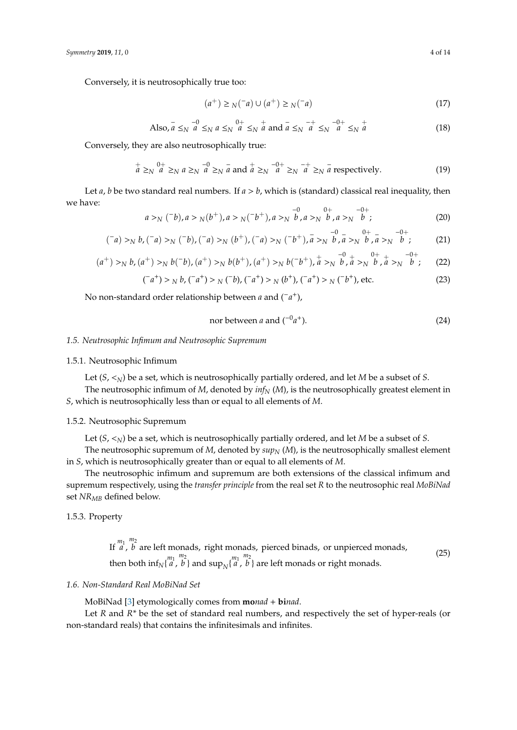Conversely, it is neutrosophically true too:

$$(a^+) \geq_N (^-a) \cup (a^+) \geq_N (^-a) \tag{17}$$

$$\text{Also, } \overset{-}{a} \leq_N \overset{-0}{a} \leq_N a \leq_N \overset{0+}{a} \leq_N \overset{+}{a} \text{ and } \overset{-}{a} \leq_N \overset{-+}{a} \leq_N \overset{-0+}{a} \leq_N \overset{+}{a} \tag{18}$$

Conversely, they are also neutrosophically true:

$$\overset{+}{a} \geq_N \overset{0+}{a} \geq_N a \geq_N \overset{-0}{a} \geq_N \overset{-}{a} \text{ and } \overset{+}{a} \geq_N \overset{-0+}{a} \geq_N \overset{-+}{a} \geq_N \overset{-}{a} \text{ respectively.} \tag{19}$$

Let $a$, $b$ be two standard real numbers. If $a > b$, which is (standard) classical real inequality, then we have:

$$a >_N (^-b), a >_N (b^+), a >_N (^-b^+), a >_N \overset{-0}{b}, a >_N \overset{0+}{b}, a >_N \overset{-0+}{b}; \tag{20}$$

$$(^-a) >_N b, (^-a) >_N (^-b), (^-a) >_N (b^+), (^-a) >_N (^-b^+), \overset{-}{a} >_N \overset{-0}{b}, \overset{-}{a} >_N \overset{0+}{b}, \overset{-}{a} >_N \overset{-0+}{b}; \tag{21}$$

$$(a^+) >_N b, (a^+) >_N b(^-b), (a^+) >_N b(b^+), (a^+) >_N b(^-b^+), \overset{+}{a} >_N \overset{-0}{b}, \overset{+}{a} >_N \overset{0+}{b}, \overset{+}{a} >_N \overset{-0+}{b}; \tag{22}$$

$$(^-a^+) >_N b, (^-a^+) >_N (^-b), (^-a^+) >_N (b^+), (^-a^+) >_N (^-b^+), \text{etc.} \tag{23}$$

No non-standard order relationship between $a$ and $(^-a^+)$,

$$\text{nor between } a \text{ and } (^{-0}a^+). \tag{24}$$

### 1.5. Neutrosophic Infimum and Neutrosophic Supremum

#### 1.5.1. Neutrosophic Infimum

Let $(S, <_N)$ be a set, which is neutrosophically partially ordered, and let $M$ be a subset of $S$.

The neutrosophic infimum of $M$, denoted by $inf_N(M)$, is the neutrosophically greatest element in $S$, which is neutrosophically less than or equal to all elements of $M$.

#### 1.5.2. Neutrosophic Supremum

Let $(S, <_N)$ be a set, which is neutrosophically partially ordered, and let $M$ be a subset of $S$.

The neutrosophic supremum of $M$, denoted by $sup_N(M)$, is the neutrosophically smallest element in $S$, which is neutrosophically greater than or equal to all elements of $M$.

The neutrosophic infimum and supremum are both extensions of the classical infimum and supremum respectively, using the *transfer principle* from the real set $R$ to the neutrosophic real *MoBiNad* set $NR_{MB}$ defined below.

#### 1.5.3. Property

$$\begin{array}{l}\text{If } \overset{m_1}{a}, \overset{m_2}{b} \text{ are left monads, right monads, pierced binads, or unpierced monads,} \\ \text{then both } \inf_N\{\overset{m_1}{a}, \overset{m_2}{b}\} \text{ and } \sup_N\{\overset{m_1}{a}, \overset{m_2}{b}\} \text{ are left monads or right monads.}\end{array} \tag{25}$$

### 1.6. Non-Standard Real MoBiNad Set

MoBiNad [3] etymologically comes from **mo**nad + **bi**nad.

Let $R$ and $R^*$ be the set of standard real numbers, and respectively the set of hyper-reals (or non-standard reals) that contains the infinitesimals and infinites.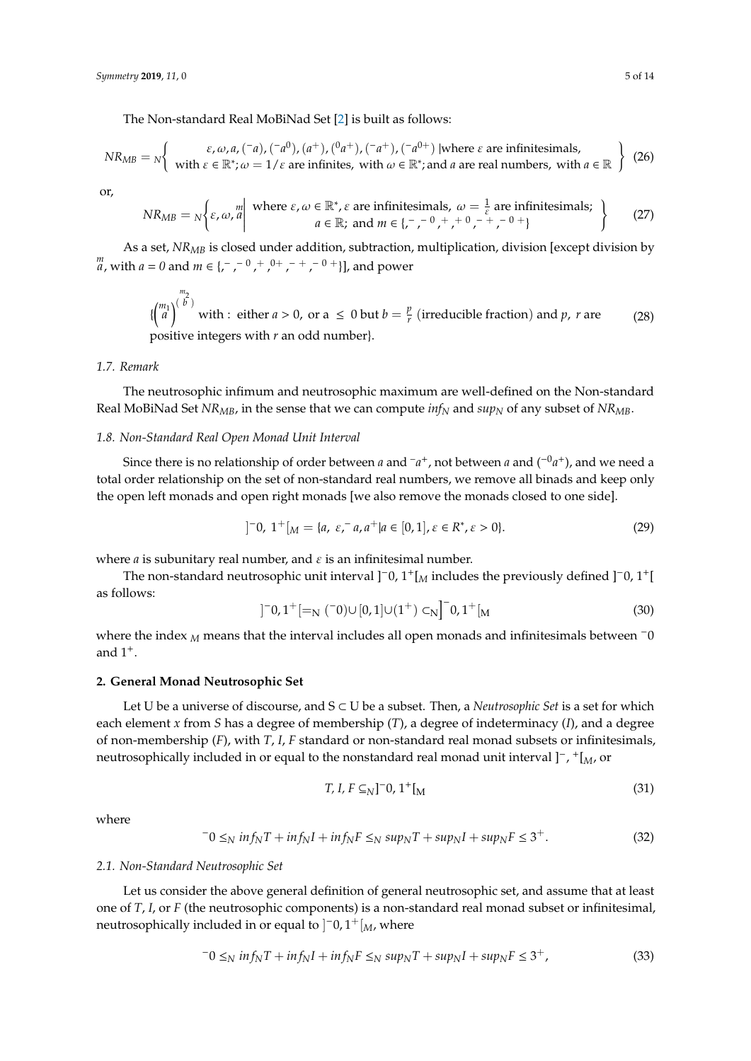The Non-standard Real MoBiNad Set [2] is built as follows:

$$NR_{MB} = {}_N\left\{ \begin{array}{c} \varepsilon, \omega, a, (^{-}a), (^{-}a^{0}), (a^{+}), (^{0}a^{+}), (^{-}a^{+}), (^{-}a^{0+}) \mid \text{where } \varepsilon \text{ are infinitesimals,} \\ \text{with } \varepsilon \in \mathbb{R}^{*}; \omega = 1/\varepsilon \text{ are infinites, with } \omega \in \mathbb{R}^{*}; \text{and } a \text{ are real numbers, with } a \in \mathbb{R} \end{array} \right\} \quad (26)$$

or,

$$NR_{MB} = {}_N\left\{ \varepsilon, \omega, \overset{m}{a} \middle| \begin{array}{c} \text{where } \varepsilon, \omega \in \mathbb{R}^{*}, \varepsilon \text{ are infinitesimals, } \omega = \frac{1}{\varepsilon} \text{ are infinitesimals;} \\ a \in \mathbb{R}; \text{ and } m \in \{, ^{-}, ^{-0}, ^{+}, ^{+0}, ^{-+}, ^{-0+}\} \end{array} \right\} \quad (27)$$

As a set, $NR_{MB}$ is closed under addition, subtraction, multiplication, division [except division by $\overset{m}{a}$, with $a = 0$ and $m \in \{, ^{-}, ^{-0}, ^{+}, ^{0+}, ^{-+}, ^{-0+}\}$], and power

$$\left\{ \left( \overset{m_1}{a} \right)^{\left( \overset{m_2}{b} \right)} \text{ with : either } a > 0, \text{ or a } \leq 0 \text{ but } b = \frac{p}{r} \text{ (irreducible fraction) and } p, \, r \text{ are positive integers with } r \text{ an odd number} \right\}. \quad (28)$$

### 1.7. Remark

The neutrosophic infimum and neutrosophic maximum are well-defined on the Non-standard Real MoBiNad Set $NR_{MB}$, in the sense that we can compute $inf_N$ and $sup_N$ of any subset of $NR_{MB}$.

### 1.8. Non-Standard Real Open Monad Unit Interval

Since there is no relationship of order between $a$ and $^{-}a^{+}$, not between $a$ and $(^{-0}a^{+})$, and we need a total order relationship on the set of non-standard real numbers, we remove all binads and keep only the open left monads and open right monads [we also remove the monads closed to one side].

$$]^{-}0, \, 1^{+}[_M = \{a, \; \varepsilon, ^{-}a, a^{+} | a \in [0,1], \varepsilon \in R^{*}, \varepsilon > 0\}. \quad (29)$$

where $a$ is subunitary real number, and $\varepsilon$ is an infinitesimal number.

The non-standard neutrosophic unit interval $]^{-}0, 1^{+}[_M$ includes the previously defined $]^{-}0, 1^{+}[$ as follows:

$$]^{-}0, 1^{+}[ =_N (^{-}0) \cup [0,1] \cup (1^{+}) \subset_N ]^{-}0, 1^{+}[_M \quad (30)$$

where the index $_M$ means that the interval includes all open monads and infinitesimals between $^{-}0$ and $1^{+}$.

## 2. General Monad Neutrosophic Set

Let U be a universe of discourse, and S ⊂ U be a subset. Then, a *Neutrosophic Set* is a set for which each element $x$ from $S$ has a degree of membership ($T$), a degree of indeterminacy ($I$), and a degree of non-membership ($F$), with $T$, $I$, $F$ standard or non-standard real monad subsets or infinitesimals, neutrosophically included in or equal to the nonstandard real monad unit interval $]^{-}, ^{+}[_M$, or

$$T, \, I, \, F \subseteq_N ]^{-}0, 1^{+}[_M \quad (31)$$

where

$$^{-}0 \leq_N inf_N T + inf_N I + inf_N F \leq_N sup_N T + sup_N I + sup_N F \leq 3^{+}. \quad (32)$$

### 2.1. Non-Standard Neutrosophic Set

Let us consider the above general definition of general neutrosophic set, and assume that at least one of $T$, $I$, or $F$ (the neutrosophic components) is a non-standard real monad subset or infinitesimal, neutrosophically included in or equal to $]^{-}0, 1^{+}[_M$, where

$$^{-}0 \leq_N inf_N T + inf_N I + inf_N F \leq_N sup_N T + sup_N I + sup_N F \leq 3^{+}, \quad (33)$$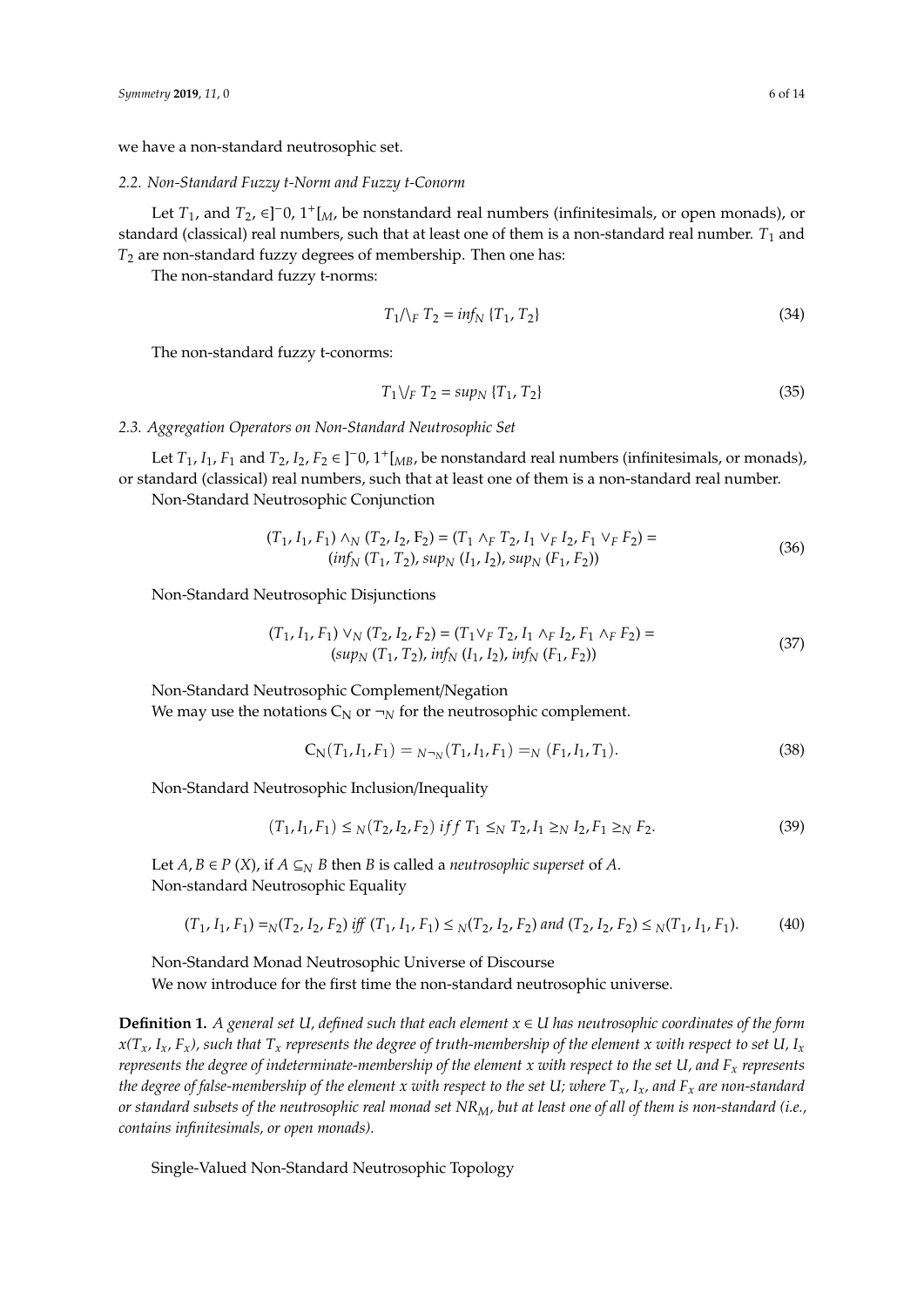we have a non-standard neutrosophic set.

### 2.2. Non-Standard Fuzzy t-Norm and Fuzzy t-Conorm

Let $T_1$, and $T_2$, $\in ]^{-}0, 1^{+}[_M$, be nonstandard real numbers (infinitesimals, or open monads), or standard (classical) real numbers, such that at least one of them is a non-standard real number. $T_1$ and $T_2$ are non-standard fuzzy degrees of membership. Then one has:

The non-standard fuzzy t-norms:

$$T_1 \bigwedge_F T_2 = inf_N \{T_1, T_2\} \tag{34}$$

The non-standard fuzzy t-conorms:

$$T_1 \bigvee_F T_2 = sup_N \{T_1, T_2\} \tag{35}$$

### 2.3. Aggregation Operators on Non-Standard Neutrosophic Set

Let $T_1$, $I_1$, $F_1$ and $T_2$, $I_2$, $F_2 \in ]^{-}0, 1^{+}[_{MB}$, be nonstandard real numbers (infinitesimals, or monads), or standard (classical) real numbers, such that at least one of them is a non-standard real number.

Non-Standard Neutrosophic Conjunction

$$\begin{gathered}(T_1, I_1, F_1) \wedge_N (T_2, I_2, F_2) = (T_1 \wedge_F T_2, I_1 \vee_F I_2, F_1 \vee_F F_2) = \\ (inf_N (T_1, T_2), sup_N (I_1, I_2), sup_N (F_1, F_2))\end{gathered} \tag{36}$$

Non-Standard Neutrosophic Disjunctions

$$\begin{gathered}(T_1, I_1, F_1) \vee_N (T_2, I_2, F_2) = (T_1 \vee_F T_2, I_1 \wedge_F I_2, F_1 \wedge_F F_2) = \\ (sup_N (T_1, T_2), inf_N (I_1, I_2), inf_N (F_1, F_2))\end{gathered} \tag{37}$$

Non-Standard Neutrosophic Complement/Negation

We may use the notations $C_N$ or $\neg_N$ for the neutrosophic complement.

$$C_N(T_1, I_1, F_1) = {}_N\neg_N(T_1, I_1, F_1) =_N (F_1, I_1, T_1). \tag{38}$$

Non-Standard Neutrosophic Inclusion/Inequality

$$(T_1, I_1, F_1) \leq_N (T_2, I_2, F_2) \; iff \; T_1 \leq_N T_2, I_1 \geq_N I_2, F_1 \geq_N F_2. \tag{39}$$

Let $A, B \in P(X)$, if $A \subseteq_N B$ then $B$ is called a *neutrosophic superset* of $A$.

Non-standard Neutrosophic Equality

$$(T_1, I_1, F_1) =_N (T_2, I_2, F_2) \; iff \; (T_1, I_1, F_1) \leq_N (T_2, I_2, F_2) \; and \; (T_2, I_2, F_2) \leq_N (T_1, I_1, F_1). \tag{40}$$

Non-Standard Monad Neutrosophic Universe of Discourse

We now introduce for the first time the non-standard neutrosophic universe.

**Definition 1.** *A general set U, defined such that each element $x \in U$ has neutrosophic coordinates of the form $x(T_x, I_x, F_x)$, such that $T_x$ represents the degree of truth-membership of the element x with respect to set U, $I_x$ represents the degree of indeterminate-membership of the element x with respect to the set U, and $F_x$ represents the degree of false-membership of the element x with respect to the set U; where $T_x$, $I_x$, and $F_x$ are non-standard or standard subsets of the neutrosophic real monad set $NR_M$, but at least one of all of them is non-standard (i.e., contains infinitesimals, or open monads).*

Single-Valued Non-Standard Neutrosophic Topology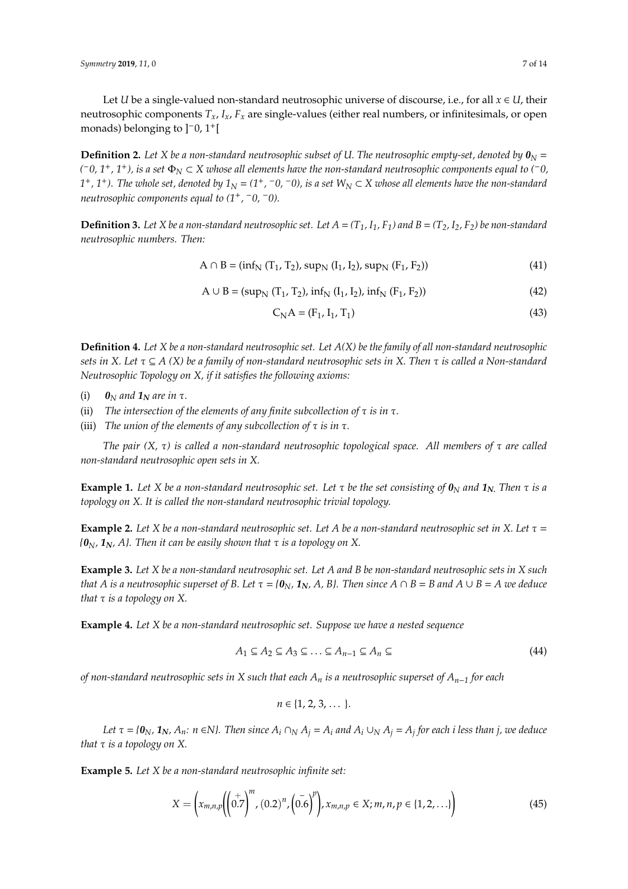Let $U$ be a single-valued non-standard neutrosophic universe of discourse, i.e., for all $x \in U$, their neutrosophic components $T_x$, $I_x$, $F_x$ are single-values (either real numbers, or infinitesimals, or open monads) belonging to $]^{-}0, 1^{+}[$

**Definition 2.** *Let X be a non-standard neutrosophic subset of U. The neutrosophic empty-set, denoted by* $\boldsymbol{0}_N = (^{-}0, 1^{+}, 1^{+})$, *is a set* $\Phi_N \subset X$ *whose all elements have the non-standard neutrosophic components equal to* $(^{-}0, 1^{+}, 1^{+})$. *The whole set, denoted by* $1_N = (1^{+}, ^{-}0, ^{-}0)$, *is a set* $W_N \subset X$ *whose all elements have the non-standard neutrosophic components equal to* $(1^{+}, ^{-}0, ^{-}0)$.

**Definition 3.** *Let X be a non-standard neutrosophic set. Let* $A = (T_1, I_1, F_1)$ *and* $B = (T_2, I_2, F_2)$ *be non-standard neutrosophic numbers. Then:*

$$A \cap B = (\inf_N (T_1, T_2), \sup_N (I_1, I_2), \sup_N (F_1, F_2)) \tag{41}$$

$$A \cup B = (\sup_N (T_1, T_2), \inf_N (I_1, I_2), \inf_N (F_1, F_2)) \tag{42}$$

$$C_N A = (F_1, I_1, T_1) \tag{43}$$

**Definition 4.** *Let X be a non-standard neutrosophic set. Let A(X) be the family of all non-standard neutrosophic sets in X. Let* $\tau \subseteq A(X)$ *be a family of non-standard neutrosophic sets in X. Then* $\tau$ *is called a Non-standard Neutrosophic Topology on X, if it satisfies the following axioms:*

(i) $\boldsymbol{0}_N$ *and* $\boldsymbol{1}_N$ *are in* $\tau$.

(ii) *The intersection of the elements of any finite subcollection of* $\tau$ *is in* $\tau$.

(iii) *The union of the elements of any subcollection of* $\tau$ *is in* $\tau$.

*The pair* $(X, \tau)$ *is called a non-standard neutrosophic topological space. All members of* $\tau$ *are called non-standard neutrosophic open sets in X.*

**Example 1.** *Let X be a non-standard neutrosophic set. Let* $\tau$ *be the set consisting of* $\boldsymbol{0}_N$ *and* $\boldsymbol{1}_N$. *Then* $\tau$ *is a topology on X. It is called the non-standard neutrosophic trivial topology.*

**Example 2.** *Let X be a non-standard neutrosophic set. Let A be a non-standard neutrosophic set in X. Let* $\tau = \{\boldsymbol{0}_N, \boldsymbol{1}_N, A\}$. *Then it can be easily shown that* $\tau$ *is a topology on X.*

**Example 3.** *Let X be a non-standard neutrosophic set. Let A and B be non-standard neutrosophic sets in X such that A is a neutrosophic superset of B. Let* $\tau = \{\boldsymbol{0}_N, \boldsymbol{1}_N, A, B\}$. *Then since* $A \cap B = B$ *and* $A \cup B = A$ *we deduce that* $\tau$ *is a topology on X.*

**Example 4.** *Let X be a non-standard neutrosophic set. Suppose we have a nested sequence*

$$A_1 \subseteq A_2 \subseteq A_3 \subseteq \ldots \subseteq A_{n-1} \subseteq A_n \subseteq \tag{44}$$

*of non-standard neutrosophic sets in X such that each* $A_n$ *is a neutrosophic superset of* $A_{n-1}$ *for each*

$$n \in \{1, 2, 3, \ldots\}.$$

*Let* $\tau = \{\boldsymbol{0}_N, \boldsymbol{1}_N, A_n : n \in N\}$. *Then since* $A_i \cap_N A_j = A_i$ *and* $A_i \cup_N A_j = A_j$ *for each i less than j, we deduce that* $\tau$ *is a topology on X.*

**Example 5.** *Let X be a non-standard neutrosophic infinite set:*

$$X = \left( x_{m,n,p} \left( \left( \overset{+}{0.7} \right)^m, (0.2)^n, \left( \overset{-}{0.6} \right)^p \right), x_{m,n,p} \in X; m, n, p \in \{1, 2, \ldots\} \right) \tag{45}$$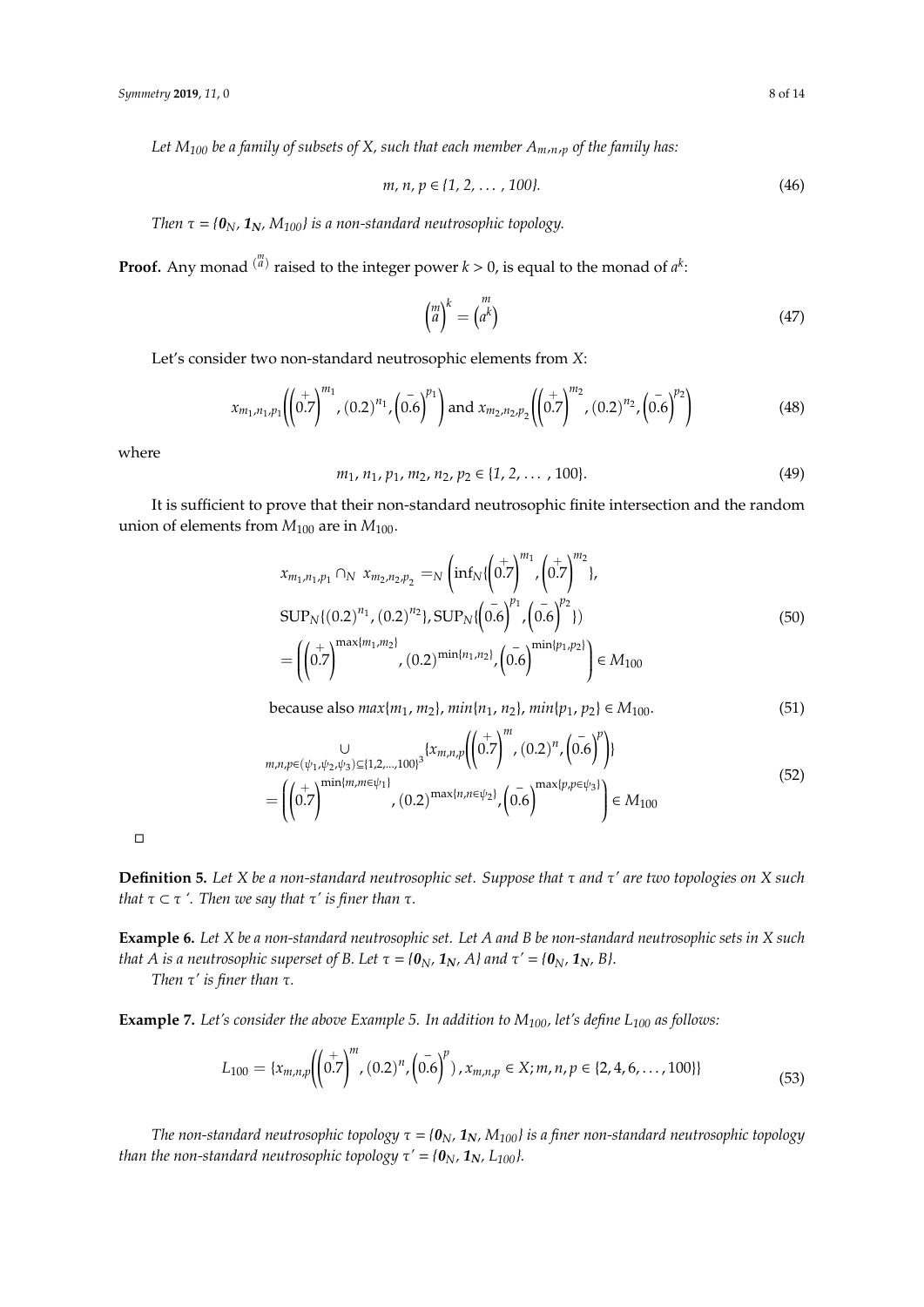*Let $M_{100}$ be a family of subsets of X, such that each member $A_{m,n,p}$ of the family has:*

$$m, n, p \in \{1, 2, \ldots, 100\}. \tag{46}$$

*Then $\tau = \{\mathbf{0}_N, \mathbf{1_N}, M_{100}\}$ is a non-standard neutrosophic topology.*

**Proof.** Any monad $\overset{(m)}{a}$ raised to the integer power $k > 0$, is equal to the monad of $a^k$:

$$\left(\overset{m}{a}\right)^k = \left(\overset{m}{a^k}\right) \tag{47}$$

Let's consider two non-standard neutrosophic elements from $X$:

$$x_{m_1,n_1,p_1}\left(\left(\overset{+}{0.7}\right)^{m_1}, (0.2)^{n_1}, \left(\overset{-}{0.6}\right)^{p_1}\right) \text{ and } x_{m_2,n_2,p_2}\left(\left(\overset{+}{0.7}\right)^{m_2}, (0.2)^{n_2}, \left(\overset{-}{0.6}\right)^{p_2}\right) \tag{48}$$

where

$$m_1, n_1, p_1, m_2, n_2, p_2 \in \{1, 2, \ldots, 100\}. \tag{49}$$

It is sufficient to prove that their non-standard neutrosophic finite intersection and the random union of elements from $M_{100}$ are in $M_{100}$.

$$\begin{aligned}
&x_{m_1,n_1,p_1} \cap_N \ x_{m_2,n_2,p_2} =_N \left(\inf_N\{\left(\overset{+}{0.7}\right)^{m_1}, \left(\overset{+}{0.7}\right)^{m_2}\},\right. \\
&\left.\mathrm{SUP}_N\{(0.2)^{n_1}, (0.2)^{n_2}\}, \mathrm{SUP}_N\{\left(\overset{-}{0.6}\right)^{p_1}, \left(\overset{-}{0.6}\right)^{p_2}\}\right) \\
&= \left(\left(\overset{+}{0.7}\right)^{\max\{m_1,m_2\}}, (0.2)^{\min\{n_1,n_2\}}, \left(\overset{-}{0.6}\right)^{\min\{p_1,p_2\}}\right) \in M_{100}
\end{aligned} \tag{50}$$

because also $max\{m_1, m_2\}$, $min\{n_1, n_2\}$, $min\{p_1, p_2\} \in M_{100}$. (51)

$$\begin{aligned}
&\underset{m,n,p\in(\psi_1,\psi_2,\psi_3)\subseteq\{1,2,\ldots,100\}^3}{\cup}\{x_{m,n,p}\left(\left(\overset{+}{0.7}\right)^{m}, (0.2)^{n}, \left(\overset{-}{0.6}\right)^{p}\right)\} \\
&= \left(\left(\overset{+}{0.7}\right)^{\min\{m,m\in\psi_1\}}, (0.2)^{\max\{n,n\in\psi_2\}}, \left(\overset{-}{0.6}\right)^{\max\{p,p\in\psi_3\}}\right) \in M_{100}
\end{aligned} \tag{52}$$

□

**Definition 5.** *Let X be a non-standard neutrosophic set. Suppose that $\tau$ and $\tau'$ are two topologies on X such that $\tau \subset \tau'$. Then we say that $\tau'$ is finer than $\tau$.*

**Example 6.** *Let X be a non-standard neutrosophic set. Let A and B be non-standard neutrosophic sets in X such that A is a neutrosophic superset of B. Let $\tau = \{\mathbf{0}_N, \mathbf{1_N}, A\}$ and $\tau' = \{\mathbf{0}_N, \mathbf{1_N}, B\}$.*

*Then $\tau'$ is finer than $\tau$.*

**Example 7.** *Let's consider the above Example 5. In addition to $M_{100}$, let's define $L_{100}$ as follows:*

$$L_{100} = \{x_{m,n,p}\left(\left(\overset{+}{0.7}\right)^{m}, (0.2)^{n}, \left(\overset{-}{0.6}\right)^{p}\right), x_{m,n,p} \in X; m, n, p \in \{2, 4, 6, \ldots, 100\}\} \tag{53}$$

*The non-standard neutrosophic topology $\tau = \{\mathbf{0}_N, \mathbf{1_N}, M_{100}\}$ is a finer non-standard neutrosophic topology than the non-standard neutrosophic topology $\tau' = \{\mathbf{0}_N, \mathbf{1_N}, L_{100}\}$.*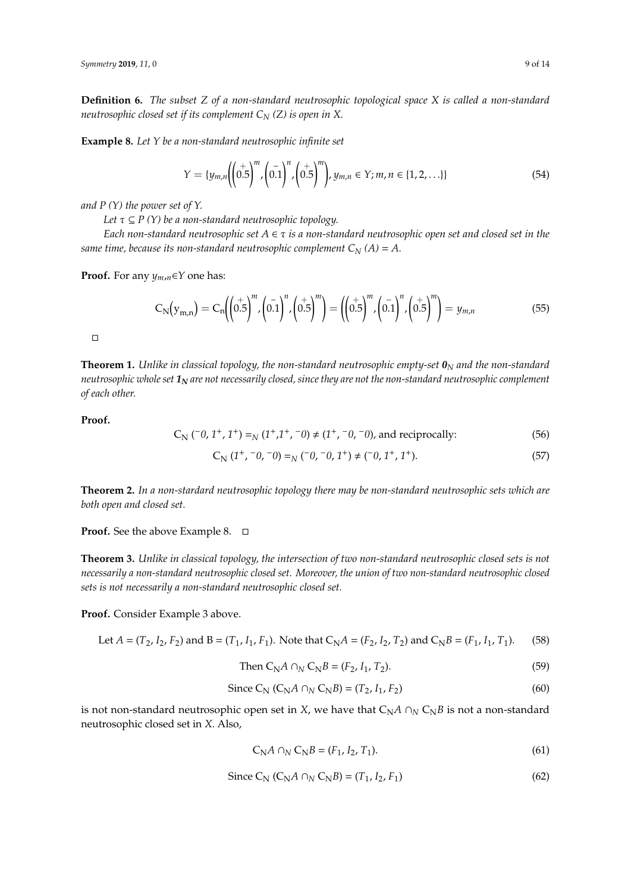**Definition 6.** *The subset Z of a non-standard neutrosophic topological space X is called a non-standard neutrosophic closed set if its complement $C_N$ (Z) is open in X.*

**Example 8.** *Let Y be a non-standard neutrosophic infinite set*

$$Y = \{y_{m,n}\left(\left(\overset{+}{0.5}\right)^m, \left(\overset{-}{0.1}\right)^n, \left(\overset{+}{0.5}\right)^m\right), y_{m,n} \in Y; m, n \in \{1, 2, \ldots\}\} \tag{54}$$

*and P (Y) the power set of Y.*

*Let $\tau \subseteq P(Y)$ be a non-standard neutrosophic topology.*

*Each non-standard neutrosophic set $A \in \tau$ is a non-standard neutrosophic open set and closed set in the same time, because its non-standard neutrosophic complement $C_N$ (A) = A.*

**Proof.** For any $y_{m,n} \in Y$ one has:

$$C_N\left(y_{m,n}\right) = C_n\left(\left(\overset{+}{0.5}\right)^m, \left(\overset{-}{0.1}\right)^n, \left(\overset{+}{0.5}\right)^m\right) = \left(\left(\overset{+}{0.5}\right)^m, \left(\overset{-}{0.1}\right)^n, \left(\overset{+}{0.5}\right)^m\right) = y_{m,n} \tag{55}$$

□

**Theorem 1.** *Unlike in classical topology, the non-standard neutrosophic empty-set $\mathbf{0}_N$ and the non-standard neutrosophic whole set $\mathbf{1}_N$ are not necessarily closed, since they are not the non-standard neutrosophic complement of each other.*

**Proof.**

$$C_N\ ({}^{-}0, 1^{+}, 1^{+}) =_N (1^{+}, 1^{+}, {}^{-}0) \neq (1^{+}, {}^{-}0, {}^{-}0), \text{ and reciprocally:} \tag{56}$$

$$C_N\ (1^{+}, {}^{-}0, {}^{-}0) =_N ({}^{-}0, {}^{-}0, 1^{+}) \neq ({}^{-}0, 1^{+}, 1^{+}). \tag{57}$$

**Theorem 2.** *In a non-stardard neutrosophic topology there may be non-standard neutrosophic sets which are both open and closed set.*

**Proof.** See the above Example 8. □

**Theorem 3.** *Unlike in classical topology, the intersection of two non-standard neutrosophic closed sets is not necessarily a non-standard neutrosophic closed set. Moreover, the union of two non-standard neutrosophic closed sets is not necessarily a non-standard neutrosophic closed set.*

**Proof.** Consider Example 3 above.

$$\text{Let } A = (T_2, I_2, F_2) \text{ and B} = (T_1, I_1, F_1). \text{ Note that } C_N A = (F_2, I_2, T_2) \text{ and } C_N B = (F_1, I_1, T_1). \tag{58}$$

$$\text{Then } C_N A \cap_N C_N B = (F_2, I_1, T_2). \tag{59}$$

$$\text{Since } C_N\ (C_N A \cap_N C_N B) = (T_2, I_1, F_2) \tag{60}$$

is not non-standard neutrosophic open set in *X*, we have that $C_N A \cap_N C_N B$ is not a non-standard neutrosophic closed set in *X*. Also,

$$C_N A \cap_N C_N B = (F_1, I_2, T_1). \tag{61}$$

$$\text{Since } C_N\ (C_N A \cap_N C_N B) = (T_1, I_2, F_1) \tag{62}$$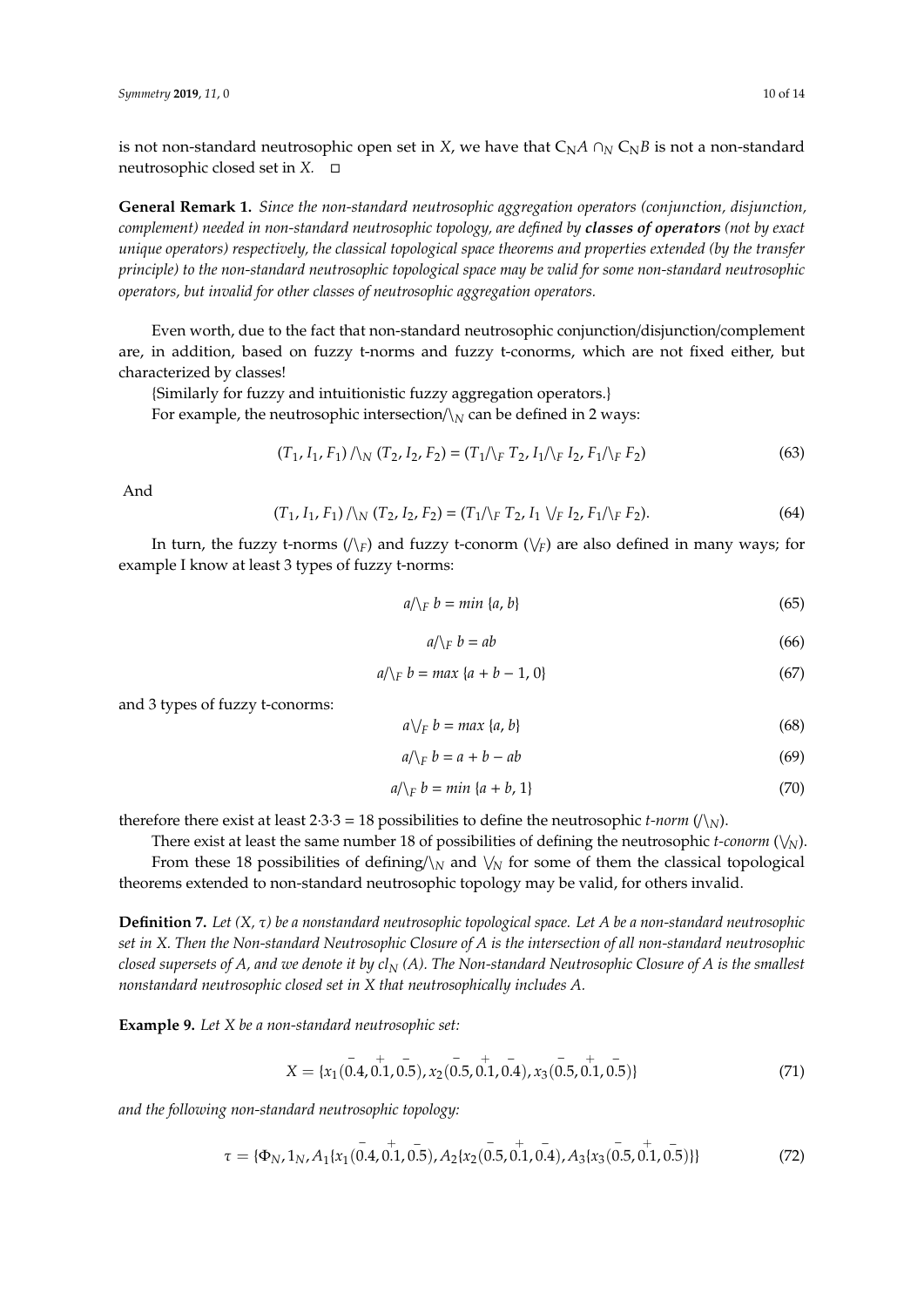is not non-standard neutrosophic open set in $X$, we have that $C_N A \cap_N C_N B$ is not a non-standard neutrosophic closed set in $X$. □

**General Remark 1.** *Since the non-standard neutrosophic aggregation operators (conjunction, disjunction, complement) needed in non-standard neutrosophic topology, are defined by* ***classes of operators*** *(not by exact unique operators) respectively, the classical topological space theorems and properties extended (by the transfer principle) to the non-standard neutrosophic topological space may be valid for some non-standard neutrosophic operators, but invalid for other classes of neutrosophic aggregation operators.*

Even worth, due to the fact that non-standard neutrosophic conjunction/disjunction/complement are, in addition, based on fuzzy t-norms and fuzzy t-conorms, which are not fixed either, but characterized by classes!

{Similarly for fuzzy and intuitionistic fuzzy aggregation operators.}

For example, the neutrosophic intersection/$\wedge_N$ can be defined in 2 ways:

$$(T_1, I_1, F_1) \wedge_N (T_2, I_2, F_2) = (T_1 \wedge_F T_2, I_1 \wedge_F I_2, F_1 \wedge_F F_2) \tag{63}$$

And

$$(T_1, I_1, F_1) \wedge_N (T_2, I_2, F_2) = (T_1 \wedge_F T_2, I_1 \vee_F I_2, F_1 \wedge_F F_2). \tag{64}$$

In turn, the fuzzy t-norms ($\wedge_F$) and fuzzy t-conorm ($\vee_F$) are also defined in many ways; for example I know at least 3 types of fuzzy t-norms:

$$a \wedge_F b = min\{a, b\} \tag{65}$$

$$a \wedge_F b = ab \tag{66}$$

$$a \wedge_F b = max\{a + b - 1, 0\} \tag{67}$$

and 3 types of fuzzy t-conorms:

$$a \vee_F b = max\{a, b\} \tag{68}$$

$$a \wedge_F b = a + b - ab \tag{69}$$

$$a \wedge_F b = min\{a + b, 1\} \tag{70}$$

therefore there exist at least 2·3·3 = 18 possibilities to define the neutrosophic *t-norm* ($\wedge_N$).

There exist at least the same number 18 of possibilities of defining the neutrosophic *t-conorm* ($\vee_N$).

From these 18 possibilities of defining/$\wedge_N$ and $\vee_N$ for some of them the classical topological theorems extended to non-standard neutrosophic topology may be valid, for others invalid.

**Definition 7.** *Let $(X, \tau)$ be a nonstandard neutrosophic topological space. Let $A$ be a non-standard neutrosophic set in X. Then the Non-standard Neutrosophic Closure of A is the intersection of all non-standard neutrosophic closed supersets of A, and we denote it by $cl_N(A)$. The Non-standard Neutrosophic Closure of A is the smallest nonstandard neutrosophic closed set in X that neutrosophically includes A.*

**Example 9.** *Let X be a non-standard neutrosophic set:*

$$X = \{x_1(\overset{-}{0.4}, \overset{+}{0.1}, \overset{-}{0.5}), x_2(\overset{-}{0.5}, \overset{+}{0.1}, \overset{-}{0.4}), x_3(\overset{-}{0.5}, \overset{+}{0.1}, \overset{-}{0.5})\} \tag{71}$$

*and the following non-standard neutrosophic topology:*

$$\tau = \{\Phi_N, 1_N, A_1\{x_1(\overset{-}{0.4}, \overset{+}{0.1}, \overset{-}{0.5}), A_2\{x_2(\overset{-}{0.5}, \overset{+}{0.1}, \overset{-}{0.4}), A_3\{x_3(\overset{-}{0.5}, \overset{+}{0.1}, \overset{-}{0.5})\}\} \tag{72}$$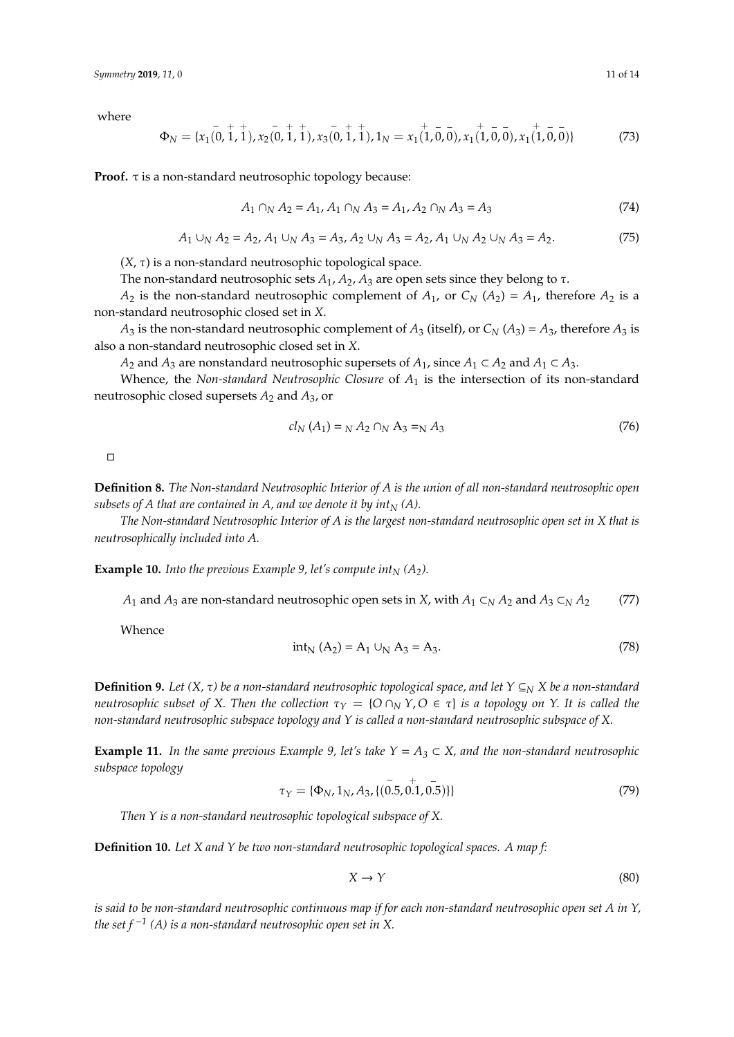where

$$\Phi_N = \{x_1(\overset{-}{0}, \overset{+}{1}, \overset{+}{1}), x_2(\overset{-}{0}, \overset{+}{1}, \overset{+}{1}), x_3(\overset{-}{0}, \overset{+}{1}, \overset{+}{1}), 1_N = x_1(\overset{+}{1}, \overset{-}{0}, \overset{-}{0}), x_1(\overset{+}{1}, \overset{-}{0}, \overset{-}{0}), x_1(\overset{+}{1}, \overset{-}{0}, \overset{-}{0})\} \tag{73}$$

**Proof.** $\tau$ is a non-standard neutrosophic topology because:

$$A_1 \cap_N A_2 = A_1, A_1 \cap_N A_3 = A_1, A_2 \cap_N A_3 = A_3 \tag{74}$$

$$A_1 \cup_N A_2 = A_2, A_1 \cup_N A_3 = A_3, A_2 \cup_N A_3 = A_2, A_1 \cup_N A_2 \cup_N A_3 = A_2. \tag{75}$$

$(X, \tau)$ is a non-standard neutrosophic topological space.

The non-standard neutrosophic sets $A_1, A_2, A_3$ are open sets since they belong to $\tau$.

$A_2$ is the non-standard neutrosophic complement of $A_1$, or $C_N(A_2) = A_1$, therefore $A_2$ is a non-standard neutrosophic closed set in $X$.

$A_3$ is the non-standard neutrosophic complement of $A_3$ (itself), or $C_N(A_3) = A_3$, therefore $A_3$ is also a non-standard neutrosophic closed set in $X$.

$A_2$ and $A_3$ are nonstandard neutrosophic supersets of $A_1$, since $A_1 \subset A_2$ and $A_1 \subset A_3$.

Whence, the *Non-standard Neutrosophic Closure* of $A_1$ is the intersection of its non-standard neutrosophic closed supersets $A_2$ and $A_3$, or

$$cl_N(A_1) =_N A_2 \cap_N A_3 =_N A_3 \tag{76}$$

□

**Definition 8.** *The Non-standard Neutrosophic Interior of A is the union of all non-standard neutrosophic open subsets of A that are contained in A, and we denote it by* $int_N(A)$.

*The Non-standard Neutrosophic Interior of A is the largest non-standard neutrosophic open set in X that is neutrosophically included into A.*

**Example 10.** *Into the previous Example 9, let's compute* $int_N(A_2)$.

$$A_1 \text{ and } A_3 \text{ are non-standard neutrosophic open sets in } X, \text{ with } A_1 \subset_N A_2 \text{ and } A_3 \subset_N A_2 \tag{77}$$

Whence

$$\text{int}_N(A_2) = A_1 \cup_N A_3 = A_3. \tag{78}$$

**Definition 9.** *Let* $(X, \tau)$ *be a non-standard neutrosophic topological space, and let* $Y \subseteq_N X$ *be a non-standard neutrosophic subset of X. Then the collection* $\tau_Y = \{O \cap_N Y, O \in \tau\}$ *is a topology on Y. It is called the non-standard neutrosophic subspace topology and Y is called a non-standard neutrosophic subspace of X.*

**Example 11.** *In the same previous Example 9, let's take* $Y = A_3 \subset X$, *and the non-standard neutrosophic subspace topology*

$$\tau_Y = \{\Phi_N, 1_N, A_3, \{(\overset{-}{0.5}, \overset{+}{0.1}, \overset{-}{0.5})\}\} \tag{79}$$

*Then Y is a non-standard neutrosophic topological subspace of X.*

**Definition 10.** *Let X and Y be two non-standard neutrosophic topological spaces. A map f:*

$$X \to Y \tag{80}$$

*is said to be non-standard neutrosophic continuous map if for each non-standard neutrosophic open set A in Y, the set* $f^{-1}(A)$ *is a non-standard neutrosophic open set in X.*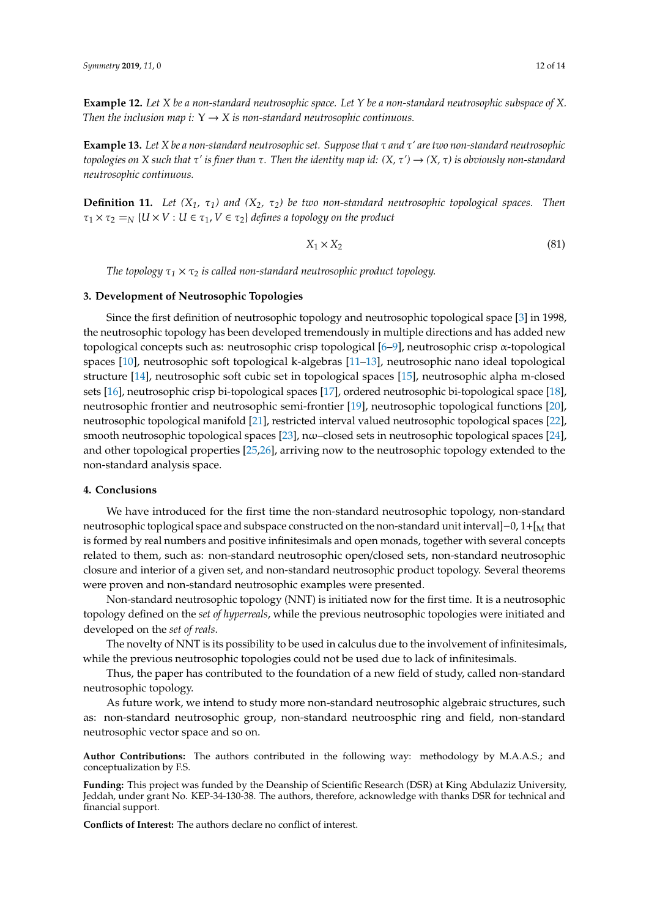**Example 12.** *Let X be a non-standard neutrosophic space. Let Y be a non-standard neutrosophic subspace of X. Then the inclusion map i: Y → X is non-standard neutrosophic continuous.*

**Example 13.** *Let X be a non-standard neutrosophic set. Suppose that τ and τ′ are two non-standard neutrosophic topologies on X such that τ′ is finer than τ. Then the identity map id: (X, τ′) → (X, τ) is obviously non-standard neutrosophic continuous.*

**Definition 11.** *Let $(X_1, \tau_1)$ and $(X_2, \tau_2)$ be two non-standard neutrosophic topological spaces. Then $\tau_1 \times \tau_2 =_N \{U \times V : U \in \tau_1, V \in \tau_2\}$ defines a topology on the product*

$$X_1 \times X_2 \tag{81}$$

*The topology $\tau_1 \times \tau_2$ is called non-standard neutrosophic product topology.*

## 3. Development of Neutrosophic Topologies

Since the first definition of neutrosophic topology and neutrosophic topological space [3] in 1998, the neutrosophic topology has been developed tremendously in multiple directions and has added new topological concepts such as: neutrosophic crisp topological [6–9], neutrosophic crisp α-topological spaces [10], neutrosophic soft topological k-algebras [11–13], neutrosophic nano ideal topological structure [14], neutrosophic soft cubic set in topological spaces [15], neutrosophic alpha m-closed sets [16], neutrosophic crisp bi-topological spaces [17], ordered neutrosophic bi-topological space [18], neutrosophic frontier and neutrosophic semi-frontier [19], neutrosophic topological functions [20], neutrosophic topological manifold [21], restricted interval valued neutrosophic topological spaces [22], smooth neutrosophic topological spaces [23], nω–closed sets in neutrosophic topological spaces [24], and other topological properties [25,26], arriving now to the neutrosophic topology extended to the non-standard analysis space.

## 4. Conclusions

We have introduced for the first time the non-standard neutrosophic topology, non-standard neutrosophic toplogical space and subspace constructed on the non-standard unit interval$]{-0}, 1{+}[_M$ that is formed by real numbers and positive infinitesimals and open monads, together with several concepts related to them, such as: non-standard neutrosophic open/closed sets, non-standard neutrosophic closure and interior of a given set, and non-standard neutrosophic product topology. Several theorems were proven and non-standard neutrosophic examples were presented.

Non-standard neutrosophic topology (NNT) is initiated now for the first time. It is a neutrosophic topology defined on the *set of hyperreals*, while the previous neutrosophic topologies were initiated and developed on the *set of reals*.

The novelty of NNT is its possibility to be used in calculus due to the involvement of infinitesimals, while the previous neutrosophic topologies could not be used due to lack of infinitesimals.

Thus, the paper has contributed to the foundation of a new field of study, called non-standard neutrosophic topology.

As future work, we intend to study more non-standard neutrosophic algebraic structures, such as: non-standard neutrosophic group, non-standard neutroosphic ring and field, non-standard neutrosophic vector space and so on.

**Author Contributions:** The authors contributed in the following way: methodology by M.A.A.S.; and conceptualization by F.S.

**Funding:** This project was funded by the Deanship of Scientific Research (DSR) at King Abdulaziz University, Jeddah, under grant No. KEP-34-130-38. The authors, therefore, acknowledge with thanks DSR for technical and financial support.

**Conflicts of Interest:** The authors declare no conflict of interest.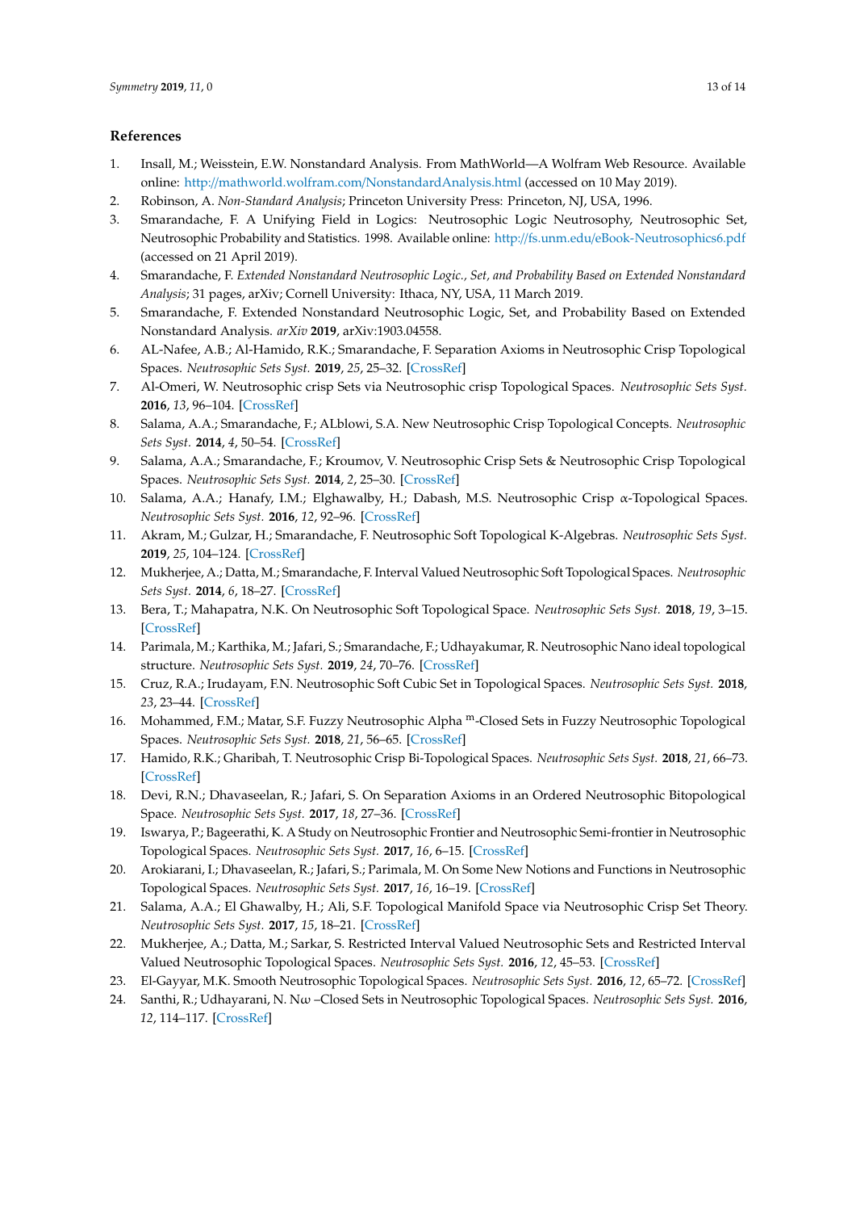## References

1. Insall, M.; Weisstein, E.W. Nonstandard Analysis. From MathWorld—A Wolfram Web Resource. Available online: http://mathworld.wolfram.com/NonstandardAnalysis.html (accessed on 10 May 2019).
2. Robinson, A. *Non-Standard Analysis*; Princeton University Press: Princeton, NJ, USA, 1996.
3. Smarandache, F. A Unifying Field in Logics: Neutrosophic Logic Neutrosophy, Neutrosophic Set, Neutrosophic Probability and Statistics. 1998. Available online: http://fs.unm.edu/eBook-Neutrosophics6.pdf (accessed on 21 April 2019).
4. Smarandache, F. *Extended Nonstandard Neutrosophic Logic., Set, and Probability Based on Extended Nonstandard Analysis*; 31 pages, arXiv; Cornell University: Ithaca, NY, USA, 11 March 2019.
5. Smarandache, F. Extended Nonstandard Neutrosophic Logic, Set, and Probability Based on Extended Nonstandard Analysis. *arXiv* **2019**, arXiv:1903.04558.
6. AL-Nafee, A.B.; Al-Hamido, R.K.; Smarandache, F. Separation Axioms in Neutrosophic Crisp Topological Spaces. *Neutrosophic Sets Syst.* **2019**, *25*, 25–32. [CrossRef]
7. Al-Omeri, W. Neutrosophic crisp Sets via Neutrosophic crisp Topological Spaces. *Neutrosophic Sets Syst.* **2016**, *13*, 96–104. [CrossRef]
8. Salama, A.A.; Smarandache, F.; ALblowi, S.A. New Neutrosophic Crisp Topological Concepts. *Neutrosophic Sets Syst.* **2014**, *4*, 50–54. [CrossRef]
9. Salama, A.A.; Smarandache, F.; Kroumov, V. Neutrosophic Crisp Sets & Neutrosophic Crisp Topological Spaces. *Neutrosophic Sets Syst.* **2014**, *2*, 25–30. [CrossRef]
10. Salama, A.A.; Hanafy, I.M.; Elghawalby, H.; Dabash, M.S. Neutrosophic Crisp α-Topological Spaces. *Neutrosophic Sets Syst.* **2016**, *12*, 92–96. [CrossRef]
11. Akram, M.; Gulzar, H.; Smarandache, F. Neutrosophic Soft Topological K-Algebras. *Neutrosophic Sets Syst.* **2019**, *25*, 104–124. [CrossRef]
12. Mukherjee, A.; Datta, M.; Smarandache, F. Interval Valued Neutrosophic Soft Topological Spaces. *Neutrosophic Sets Syst.* **2014**, *6*, 18–27. [CrossRef]
13. Bera, T.; Mahapatra, N.K. On Neutrosophic Soft Topological Space. *Neutrosophic Sets Syst.* **2018**, *19*, 3–15. [CrossRef]
14. Parimala, M.; Karthika, M.; Jafari, S.; Smarandache, F.; Udhayakumar, R. Neutrosophic Nano ideal topological structure. *Neutrosophic Sets Syst.* **2019**, *24*, 70–76. [CrossRef]
15. Cruz, R.A.; Irudayam, F.N. Neutrosophic Soft Cubic Set in Topological Spaces. *Neutrosophic Sets Syst.* **2018**, *23*, 23–44. [CrossRef]
16. Mohammed, F.M.; Matar, S.F. Fuzzy Neutrosophic Alpha $^{m}$-Closed Sets in Fuzzy Neutrosophic Topological Spaces. *Neutrosophic Sets Syst.* **2018**, *21*, 56–65. [CrossRef]
17. Hamido, R.K.; Gharibah, T. Neutrosophic Crisp Bi-Topological Spaces. *Neutrosophic Sets Syst.* **2018**, *21*, 66–73. [CrossRef]
18. Devi, R.N.; Dhavaseelan, R.; Jafari, S. On Separation Axioms in an Ordered Neutrosophic Bitopological Space. *Neutrosophic Sets Syst.* **2017**, *18*, 27–36. [CrossRef]
19. Iswarya, P.; Bageerathi, K. A Study on Neutrosophic Frontier and Neutrosophic Semi-frontier in Neutrosophic Topological Spaces. *Neutrosophic Sets Syst.* **2017**, *16*, 6–15. [CrossRef]
20. Arokiarani, I.; Dhavaseelan, R.; Jafari, S.; Parimala, M. On Some New Notions and Functions in Neutrosophic Topological Spaces. *Neutrosophic Sets Syst.* **2017**, *16*, 16–19. [CrossRef]
21. Salama, A.A.; El Ghawalby, H.; Ali, S.F. Topological Manifold Space via Neutrosophic Crisp Set Theory. *Neutrosophic Sets Syst.* **2017**, *15*, 18–21. [CrossRef]
22. Mukherjee, A.; Datta, M.; Sarkar, S. Restricted Interval Valued Neutrosophic Sets and Restricted Interval Valued Neutrosophic Topological Spaces. *Neutrosophic Sets Syst.* **2016**, *12*, 45–53. [CrossRef]
23. El-Gayyar, M.K. Smooth Neutrosophic Topological Spaces. *Neutrosophic Sets Syst.* **2016**, *12*, 65–72. [CrossRef]
24. Santhi, R.; Udhayarani, N. Nω –Closed Sets in Neutrosophic Topological Spaces. *Neutrosophic Sets Syst.* **2016**, *12*, 114–117. [CrossRef]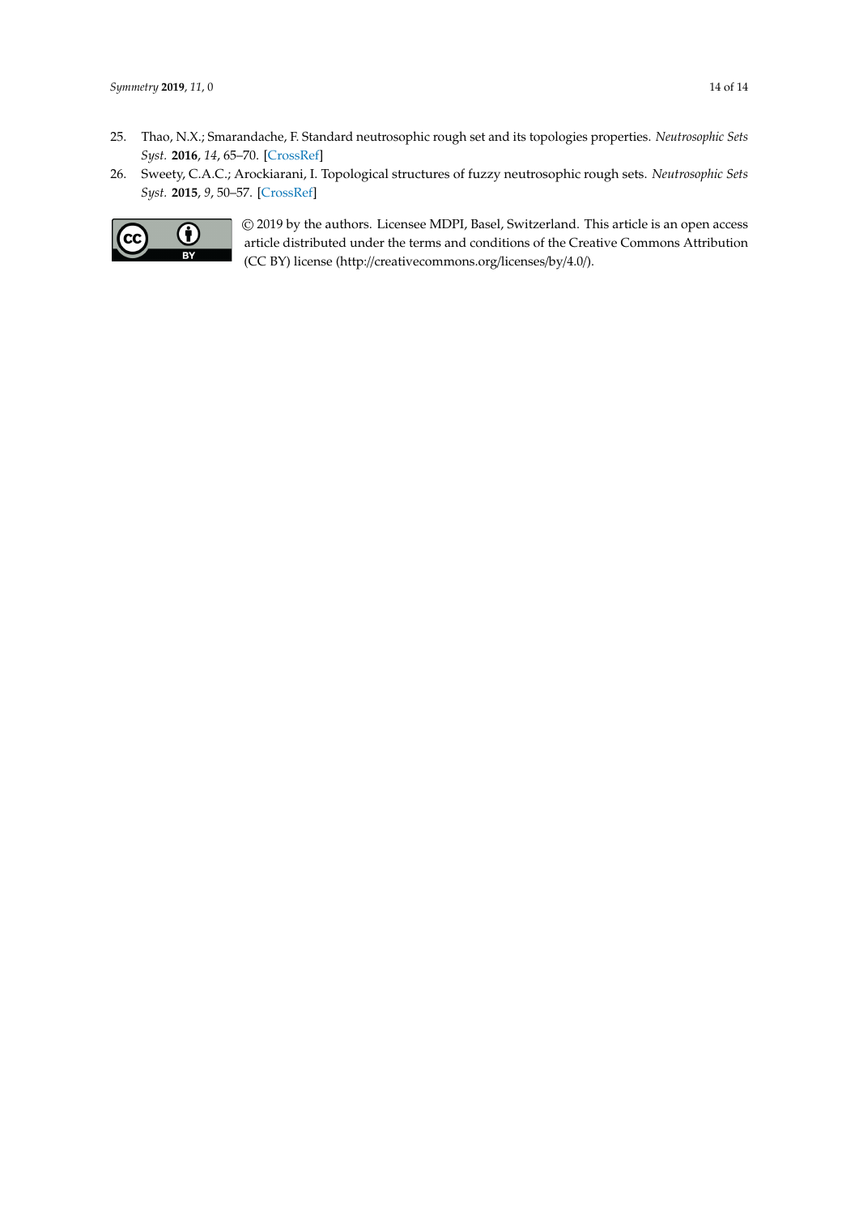25. Thao, N.X.; Smarandache, F. Standard neutrosophic rough set and its topologies properties. *Neutrosophic Sets Syst.* **2016**, *14*, 65–70. [CrossRef]
26. Sweety, C.A.C.; Arockiarani, I. Topological structures of fuzzy neutrosophic rough sets. *Neutrosophic Sets Syst.* **2015**, *9*, 50–57. [CrossRef]

© 2019 by the authors. Licensee MDPI, Basel, Switzerland. This article is an open access article distributed under the terms and conditions of the Creative Commons Attribution (CC BY) license (http://creativecommons.org/licenses/by/4.0/).